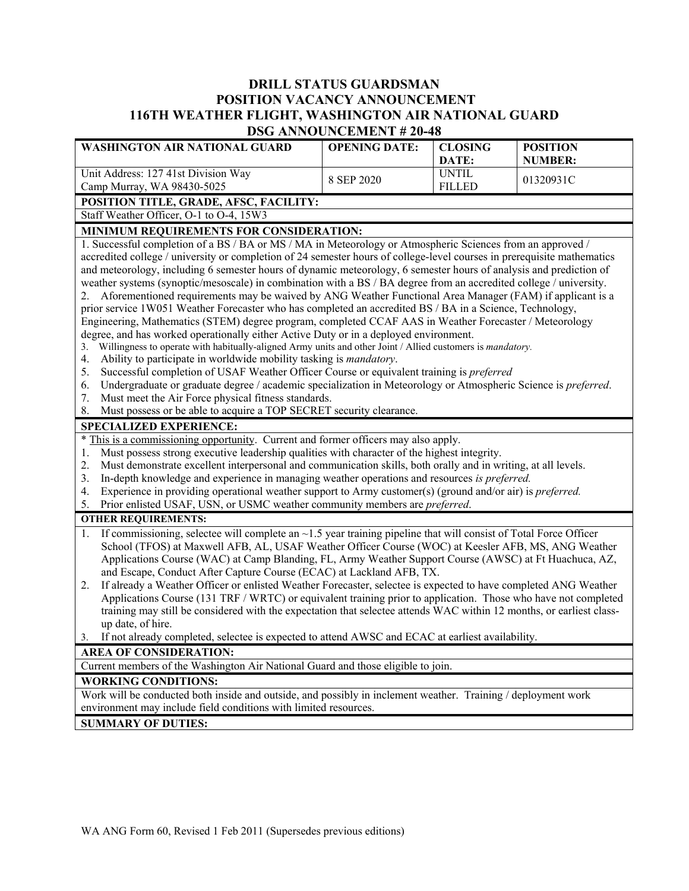# DRILL STATUS GUARDSMAN
# POSITION VACANCY ANNOUNCEMENT
# 116TH WEATHER FLIGHT, WASHINGTON AIR NATIONAL GUARD
# DSG ANNOUNCEMENT # 20-48

| WASHINGTON AIR NATIONAL GUARD | OPENING DATE: | CLOSING DATE: | POSITION NUMBER: |
|---|---|---|---|
| Unit Address: 127 41st Division Way Camp Murray, WA 98430-5025 | 8 SEP 2020 | UNTIL FILLED | 01320931C |

**POSITION TITLE, GRADE, AFSC, FACILITY:**

Staff Weather Officer, O-1 to O-4, 15W3

**MINIMUM REQUIREMENTS FOR CONSIDERATION:**

1. Successful completion of a BS / BA or MS / MA in Meteorology or Atmospheric Sciences from an approved / accredited college / university or completion of 24 semester hours of college-level courses in prerequisite mathematics and meteorology, including 6 semester hours of dynamic meteorology, 6 semester hours of analysis and prediction of weather systems (synoptic/mesoscale) in combination with a BS / BA degree from an accredited college / university.
2. Aforementioned requirements may be waived by ANG Weather Functional Area Manager (FAM) if applicant is a prior service 1W051 Weather Forecaster who has completed an accredited BS / BA in a Science, Technology, Engineering, Mathematics (STEM) degree program, completed CCAF AAS in Weather Forecaster / Meteorology degree, and has worked operationally either Active Duty or in a deployed environment.
3. Willingness to operate with habitually-aligned Army units and other Joint / Allied customers is *mandatory.*
4. Ability to participate in worldwide mobility tasking is *mandatory*.
5. Successful completion of USAF Weather Officer Course or equivalent training is *preferred*
6. Undergraduate or graduate degree / academic specialization in Meteorology or Atmospheric Science is *preferred*.
7. Must meet the Air Force physical fitness standards.
8. Must possess or be able to acquire a TOP SECRET security clearance.

**SPECIALIZED EXPERIENCE:**

* This is a commissioning opportunity. Current and former officers may also apply.

1. Must possess strong executive leadership qualities with character of the highest integrity.
2. Must demonstrate excellent interpersonal and communication skills, both orally and in writing, at all levels.
3. In-depth knowledge and experience in managing weather operations and resources *is preferred.*
4. Experience in providing operational weather support to Army customer(s) (ground and/or air) is *preferred.*
5. Prior enlisted USAF, USN, or USMC weather community members are *preferred*.

**OTHER REQUIREMENTS:**

1. If commissioning, selectee will complete an ~1.5 year training pipeline that will consist of Total Force Officer School (TFOS) at Maxwell AFB, AL, USAF Weather Officer Course (WOC) at Keesler AFB, MS, ANG Weather Applications Course (WAC) at Camp Blanding, FL, Army Weather Support Course (AWSC) at Ft Huachuca, AZ, and Escape, Conduct After Capture Course (ECAC) at Lackland AFB, TX.
2. If already a Weather Officer or enlisted Weather Forecaster, selectee is expected to have completed ANG Weather Applications Course (131 TRF / WRTC) or equivalent training prior to application. Those who have not completed training may still be considered with the expectation that selectee attends WAC within 12 months, or earliest class-up date, of hire.
3. If not already completed, selectee is expected to attend AWSC and ECAC at earliest availability.

**AREA OF CONSIDERATION:**

Current members of the Washington Air National Guard and those eligible to join.

**WORKING CONDITIONS:**

Work will be conducted both inside and outside, and possibly in inclement weather. Training / deployment work environment may include field conditions with limited resources.

**SUMMARY OF DUTIES:**

WA ANG Form 60, Revised 1 Feb 2011 (Supersedes previous editions)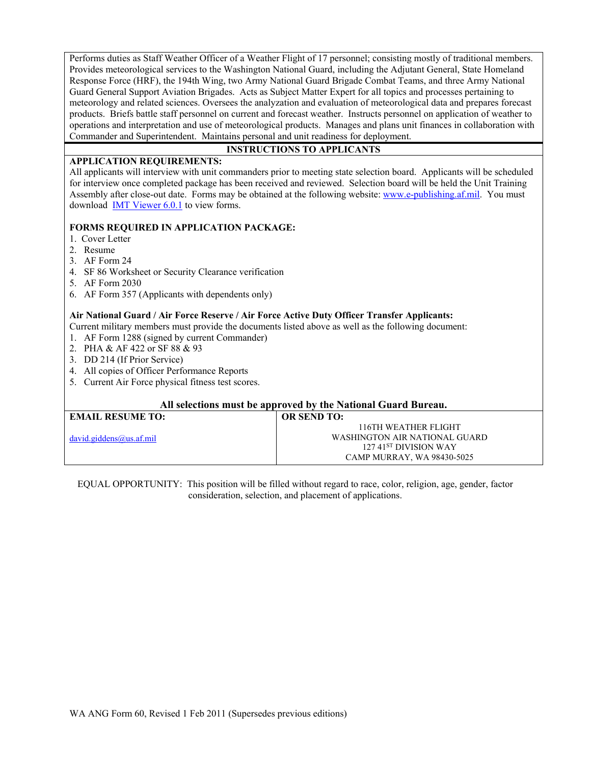Performs duties as Staff Weather Officer of a Weather Flight of 17 personnel; consisting mostly of traditional members. Provides meteorological services to the Washington National Guard, including the Adjutant General, State Homeland Response Force (HRF), the 194th Wing, two Army National Guard Brigade Combat Teams, and three Army National Guard General Support Aviation Brigades. Acts as Subject Matter Expert for all topics and processes pertaining to meteorology and related sciences. Oversees the analyzation and evaluation of meteorological data and prepares forecast products. Briefs battle staff personnel on current and forecast weather. Instructs personnel on application of weather to operations and interpretation and use of meteorological products. Manages and plans unit finances in collaboration with Commander and Superintendent. Maintains personal and unit readiness for deployment.

## INSTRUCTIONS TO APPLICANTS

**APPLICATION REQUIREMENTS:**

All applicants will interview with unit commanders prior to meeting state selection board. Applicants will be scheduled for interview once completed package has been received and reviewed. Selection board will be held the Unit Training Assembly after close-out date. Forms may be obtained at the following website: www.e-publishing.af.mil. You must download IMT Viewer 6.0.1 to view forms.

**FORMS REQUIRED IN APPLICATION PACKAGE:**

1. Cover Letter
2. Resume
3. AF Form 24
4. SF 86 Worksheet or Security Clearance verification
5. AF Form 2030
6. AF Form 357 (Applicants with dependents only)

**Air National Guard / Air Force Reserve / Air Force Active Duty Officer Transfer Applicants:**

Current military members must provide the documents listed above as well as the following document:

1. AF Form 1288 (signed by current Commander)
2. PHA & AF 422 or SF 88 & 93
3. DD 214 (If Prior Service)
4. All copies of Officer Performance Reports
5. Current Air Force physical fitness test scores.

**All selections must be approved by the National Guard Bureau.**

| EMAIL RESUME TO: | OR SEND TO: |
|---|---|
| david.giddens@us.af.mil | 116TH WEATHER FLIGHT<br>WASHINGTON AIR NATIONAL GUARD<br>127 41ST DIVISION WAY<br>CAMP MURRAY, WA 98430-5025 |

EQUAL OPPORTUNITY: This position will be filled without regard to race, color, religion, age, gender, factor consideration, selection, and placement of applications.

WA ANG Form 60, Revised 1 Feb 2011 (Supersedes previous editions)